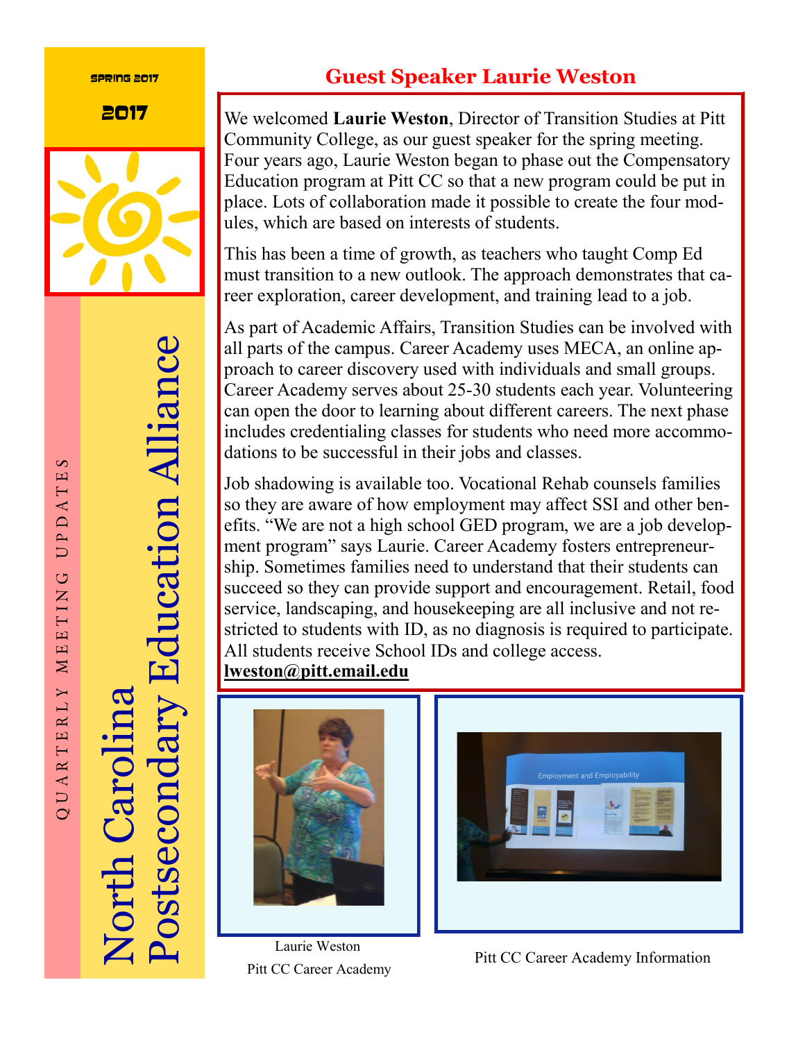SPRING 2017

2017

QUARTERLY MEETING UPDATES

# North Carolina Postsecondary Education Alliance

## Guest Speaker Laurie Weston

We welcomed **Laurie Weston**, Director of Transition Studies at Pitt Community College, as our guest speaker for the spring meeting. Four years ago, Laurie Weston began to phase out the Compensatory Education program at Pitt CC so that a new program could be put in place. Lots of collaboration made it possible to create the four modules, which are based on interests of students.

This has been a time of growth, as teachers who taught Comp Ed must transition to a new outlook. The approach demonstrates that career exploration, career development, and training lead to a job.

As part of Academic Affairs, Transition Studies can be involved with all parts of the campus. Career Academy uses MECA, an online approach to career discovery used with individuals and small groups. Career Academy serves about 25-30 students each year. Volunteering can open the door to learning about different careers. The next phase includes credentialing classes for students who need more accommodations to be successful in their jobs and classes.

Job shadowing is available too. Vocational Rehab counsels families so they are aware of how employment may affect SSI and other benefits. "We are not a high school GED program, we are a job development program" says Laurie. Career Academy fosters entrepreneurship. Sometimes families need to understand that their students can succeed so they can provide support and encouragement. Retail, food service, landscaping, and housekeeping are all inclusive and not restricted to students with ID, as no diagnosis is required to participate. All students receive School IDs and college access.

**lweston@pitt.email.edu**

Laurie Weston
Pitt CC Career Academy

Pitt CC Career Academy Information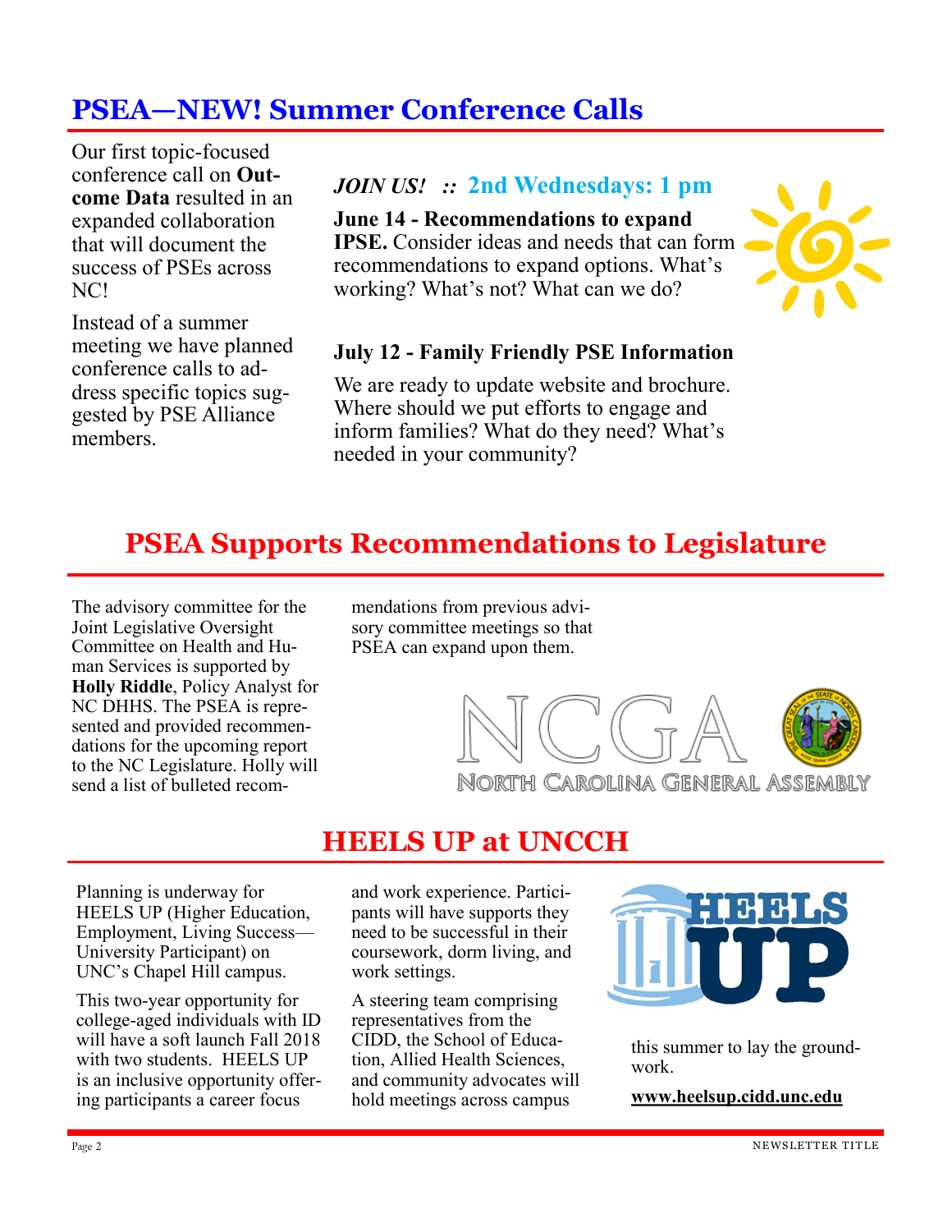## PSEA—NEW! Summer Conference Calls

Our first topic-focused conference call on **Outcome Data** resulted in an expanded collaboration that will document the success of PSEs across NC!

Instead of a summer meeting we have planned conference calls to address specific topics suggested by PSE Alliance members.

***JOIN US!*** **:: 2nd Wednesdays: 1 pm**

**June 14 - Recommendations to expand IPSE.** Consider ideas and needs that can form recommendations to expand options. What's working? What's not? What can we do?

**July 12 - Family Friendly PSE Information**

We are ready to update website and brochure. Where should we put efforts to engage and inform families? What do they need? What's needed in your community?

## PSEA Supports Recommendations to Legislature

The advisory committee for the Joint Legislative Oversight Committee on Health and Human Services is supported by **Holly Riddle**, Policy Analyst for NC DHHS. The PSEA is represented and provided recommendations for the upcoming report to the NC Legislature. Holly will send a list of bulleted recommendations from previous advisory committee meetings so that PSEA can expand upon them.

NCGA

North Carolina General Assembly

## HEELS UP at UNCCH

Planning is underway for HEELS UP (Higher Education, Employment, Living Success—University Participant) on UNC's Chapel Hill campus.

This two-year opportunity for college-aged individuals with ID will have a soft launch Fall 2018 with two students. HEELS UP is an inclusive opportunity offering participants a career focus and work experience. Participants will have supports they need to be successful in their coursework, dorm living, and work settings.

A steering team comprising representatives from the CIDD, the School of Education, Allied Health Sciences, and community advocates will hold meetings across campus this summer to lay the groundwork.

**www.heelsup.cidd.unc.edu**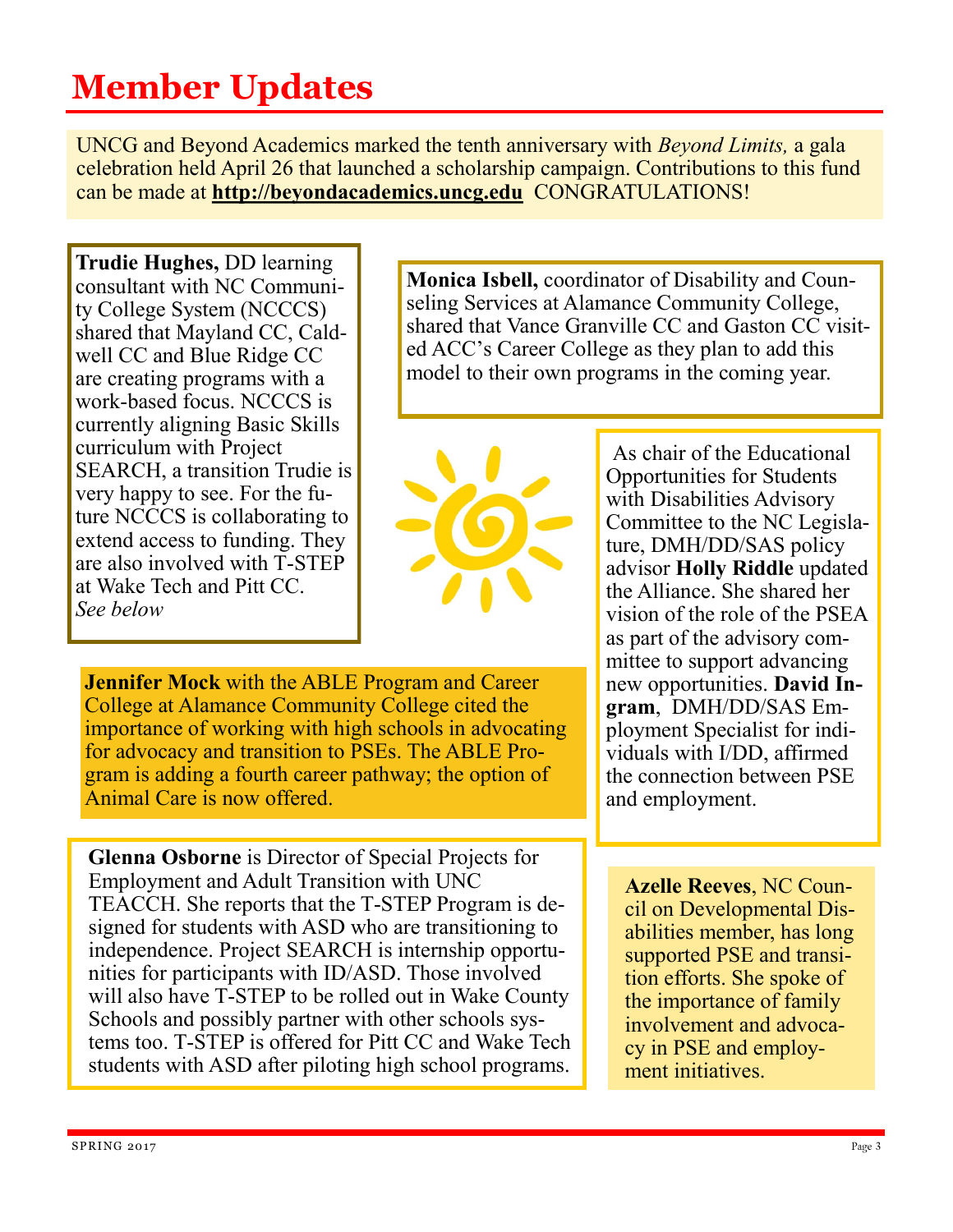# Member Updates

UNCG and Beyond Academics marked the tenth anniversary with *Beyond Limits,* a gala celebration held April 26 that launched a scholarship campaign. Contributions to this fund can be made at **http://beyondacademics.uncg.edu** CONGRATULATIONS!

**Trudie Hughes,** DD learning consultant with NC Community College System (NCCCS) shared that Mayland CC, Caldwell CC and Blue Ridge CC are creating programs with a work-based focus. NCCCS is currently aligning Basic Skills curriculum with Project SEARCH, a transition Trudie is very happy to see. For the future NCCCS is collaborating to extend access to funding. They are also involved with T-STEP at Wake Tech and Pitt CC. *See below*

**Monica Isbell,** coordinator of Disability and Counseling Services at Alamance Community College, shared that Vance Granville CC and Gaston CC visited ACC's Career College as they plan to add this model to their own programs in the coming year.

As chair of the Educational Opportunities for Students with Disabilities Advisory Committee to the NC Legislature, DMH/DD/SAS policy advisor **Holly Riddle** updated the Alliance. She shared her vision of the role of the PSEA as part of the advisory committee to support advancing new opportunities. **David Ingram**, DMH/DD/SAS Employment Specialist for individuals with I/DD, affirmed the connection between PSE and employment.

**Jennifer Mock** with the ABLE Program and Career College at Alamance Community College cited the importance of working with high schools in advocating for advocacy and transition to PSEs. The ABLE Program is adding a fourth career pathway; the option of Animal Care is now offered.

**Glenna Osborne** is Director of Special Projects for Employment and Adult Transition with UNC TEACCH. She reports that the T-STEP Program is designed for students with ASD who are transitioning to independence. Project SEARCH is internship opportunities for participants with ID/ASD. Those involved will also have T-STEP to be rolled out in Wake County Schools and possibly partner with other schools systems too. T-STEP is offered for Pitt CC and Wake Tech students with ASD after piloting high school programs.

**Azelle Reeves**, NC Council on Developmental Disabilities member, has long supported PSE and transition efforts. She spoke of the importance of family involvement and advocacy in PSE and employment initiatives.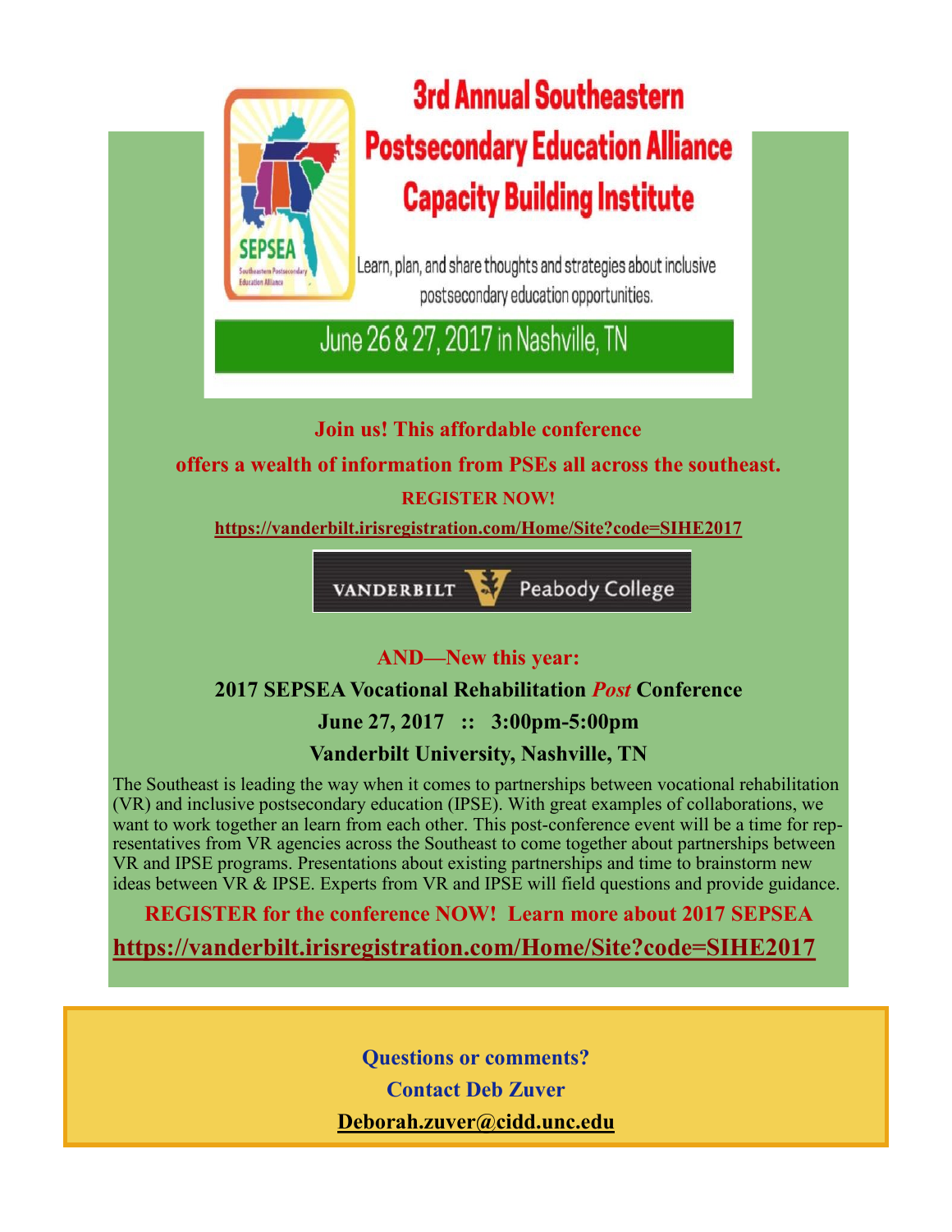# 3rd Annual Southeastern Postsecondary Education Alliance Capacity Building Institute

SEPSEA
Southeastern Postsecondary Education Alliance

Learn, plan, and share thoughts and strategies about inclusive postsecondary education opportunities.

June 26 & 27, 2017 in Nashville, TN

**Join us! This affordable conference**

**offers a wealth of information from PSEs all across the southeast.**

**REGISTER NOW!**

**https://vanderbilt.irisregistration.com/Home/Site?code=SIHE2017**

VANDERBILT Peabody College

**AND—New this year:**

**2017 SEPSEA Vocational Rehabilitation *Post* Conference**

**June 27, 2017 :: 3:00pm-5:00pm**

**Vanderbilt University, Nashville, TN**

The Southeast is leading the way when it comes to partnerships between vocational rehabilitation (VR) and inclusive postsecondary education (IPSE). With great examples of collaborations, we want to work together an learn from each other. This post-conference event will be a time for representatives from VR agencies across the Southeast to come together about partnerships between VR and IPSE programs. Presentations about existing partnerships and time to brainstorm new ideas between VR & IPSE. Experts from VR and IPSE will field questions and provide guidance.

**REGISTER for the conference NOW! Learn more about 2017 SEPSEA**

**https://vanderbilt.irisregistration.com/Home/Site?code=SIHE2017**

**Questions or comments?**

**Contact Deb Zuver**

**Deborah.zuver@cidd.unc.edu**